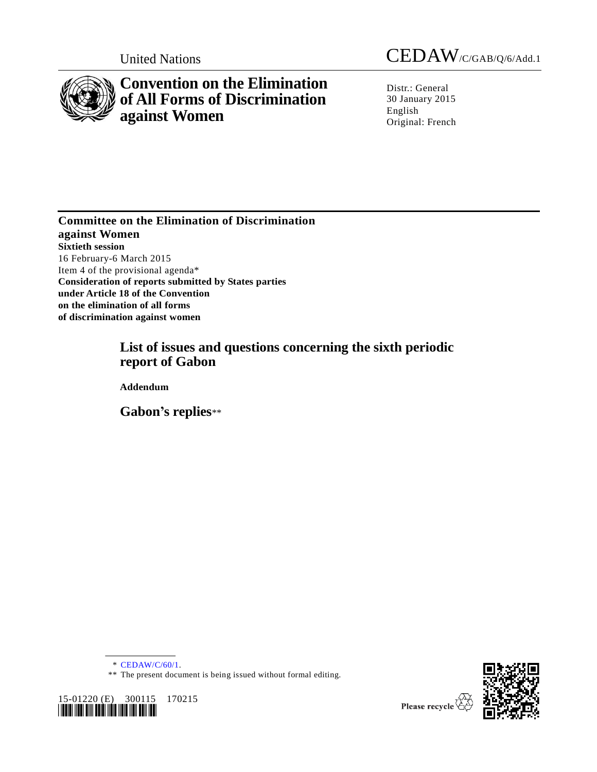United Nations

CEDAW/C/GAB/Q/6/Add.1

# Convention on the Elimination of All Forms of Discrimination against Women

Distr.: General
30 January 2015
English
Original: French

## Committee on the Elimination of Discrimination against Women

**Sixtieth session**
16 February-6 March 2015
Item 4 of the provisional agenda*
**Consideration of reports submitted by States parties under Article 18 of the Convention on the elimination of all forms of discrimination against women**

## List of issues and questions concerning the sixth periodic report of Gabon

**Addendum**

## Gabon's replies**

\* CEDAW/C/60/1.

\*\* The present document is being issued without formal editing.

15-01220 (E) 300115 170215

Please recycle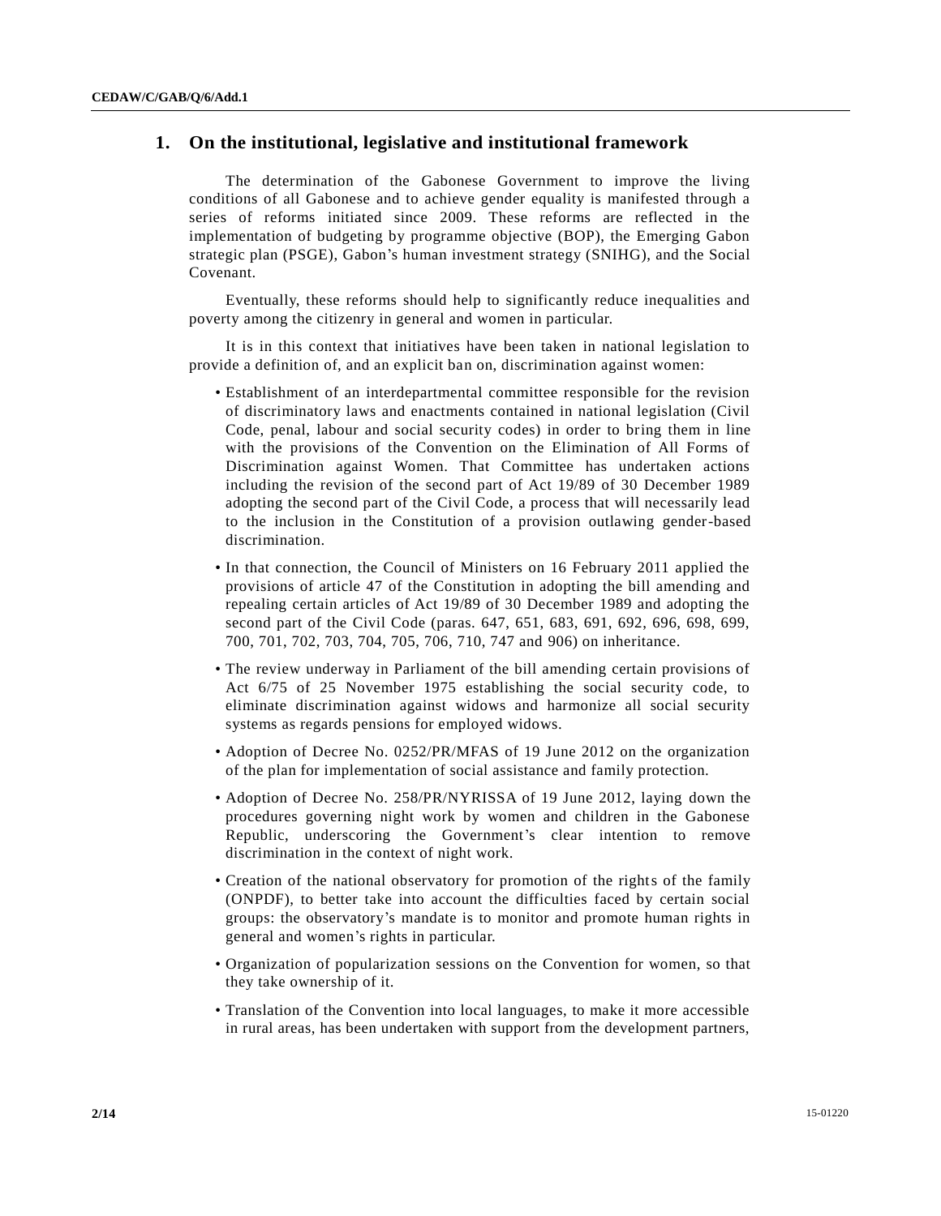## 1. On the institutional, legislative and institutional framework

The determination of the Gabonese Government to improve the living conditions of all Gabonese and to achieve gender equality is manifested through a series of reforms initiated since 2009. These reforms are reflected in the implementation of budgeting by programme objective (BOP), the Emerging Gabon strategic plan (PSGE), Gabon's human investment strategy (SNIHG), and the Social Covenant.

Eventually, these reforms should help to significantly reduce inequalities and poverty among the citizenry in general and women in particular.

It is in this context that initiatives have been taken in national legislation to provide a definition of, and an explicit ban on, discrimination against women:

- Establishment of an interdepartmental committee responsible for the revision of discriminatory laws and enactments contained in national legislation (Civil Code, penal, labour and social security codes) in order to bring them in line with the provisions of the Convention on the Elimination of All Forms of Discrimination against Women. That Committee has undertaken actions including the revision of the second part of Act 19/89 of 30 December 1989 adopting the second part of the Civil Code, a process that will necessarily lead to the inclusion in the Constitution of a provision outlawing gender-based discrimination.
- In that connection, the Council of Ministers on 16 February 2011 applied the provisions of article 47 of the Constitution in adopting the bill amending and repealing certain articles of Act 19/89 of 30 December 1989 and adopting the second part of the Civil Code (paras. 647, 651, 683, 691, 692, 696, 698, 699, 700, 701, 702, 703, 704, 705, 706, 710, 747 and 906) on inheritance.
- The review underway in Parliament of the bill amending certain provisions of Act 6/75 of 25 November 1975 establishing the social security code, to eliminate discrimination against widows and harmonize all social security systems as regards pensions for employed widows.
- Adoption of Decree No. 0252/PR/MFAS of 19 June 2012 on the organization of the plan for implementation of social assistance and family protection.
- Adoption of Decree No. 258/PR/NYRISSA of 19 June 2012, laying down the procedures governing night work by women and children in the Gabonese Republic, underscoring the Government's clear intention to remove discrimination in the context of night work.
- Creation of the national observatory for promotion of the rights of the family (ONPDF), to better take into account the difficulties faced by certain social groups: the observatory's mandate is to monitor and promote human rights in general and women's rights in particular.
- Organization of popularization sessions on the Convention for women, so that they take ownership of it.
- Translation of the Convention into local languages, to make it more accessible in rural areas, has been undertaken with support from the development partners,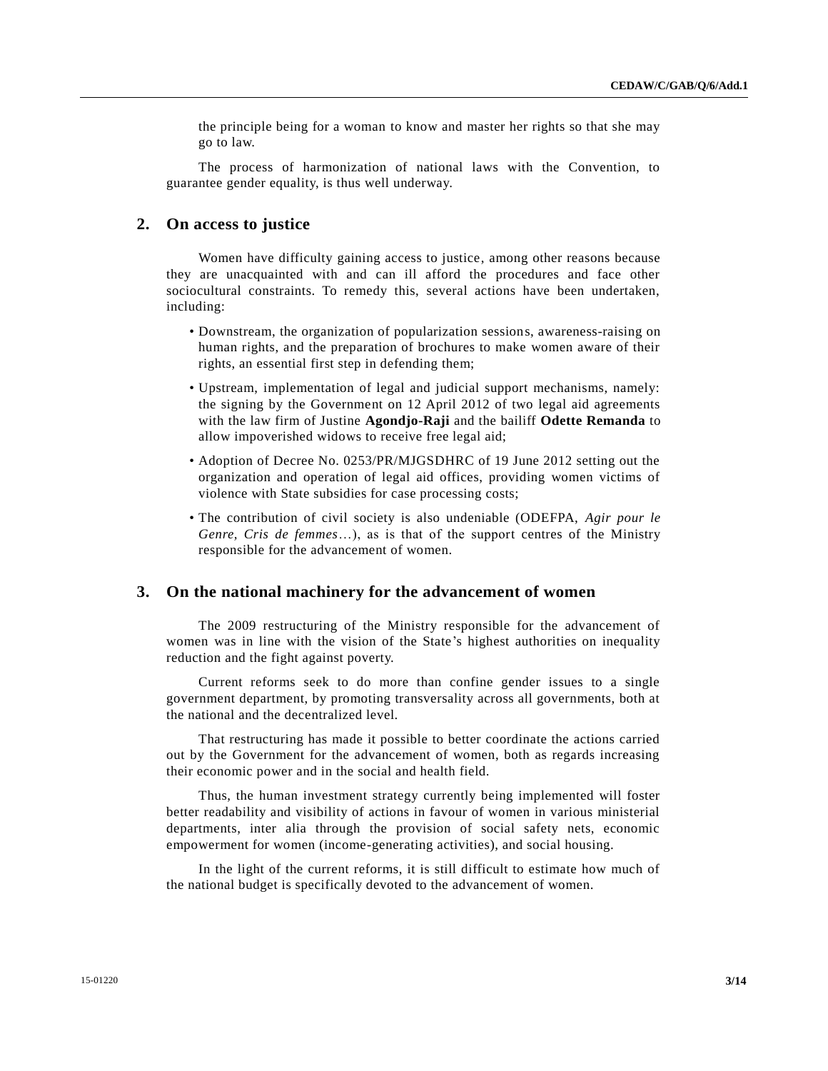the principle being for a woman to know and master her rights so that she may go to law.

The process of harmonization of national laws with the Convention, to guarantee gender equality, is thus well underway.

## 2. On access to justice

Women have difficulty gaining access to justice, among other reasons because they are unacquainted with and can ill afford the procedures and face other sociocultural constraints. To remedy this, several actions have been undertaken, including:

- Downstream, the organization of popularization sessions, awareness-raising on human rights, and the preparation of brochures to make women aware of their rights, an essential first step in defending them;
- Upstream, implementation of legal and judicial support mechanisms, namely: the signing by the Government on 12 April 2012 of two legal aid agreements with the law firm of Justine **Agondjo-Raji** and the bailiff **Odette Remanda** to allow impoverished widows to receive free legal aid;
- Adoption of Decree No. 0253/PR/MJGSDHRC of 19 June 2012 setting out the organization and operation of legal aid offices, providing women victims of violence with State subsidies for case processing costs;
- The contribution of civil society is also undeniable (ODEFPA, *Agir pour le Genre, Cris de femmes*…), as is that of the support centres of the Ministry responsible for the advancement of women.

## 3. On the national machinery for the advancement of women

The 2009 restructuring of the Ministry responsible for the advancement of women was in line with the vision of the State's highest authorities on inequality reduction and the fight against poverty.

Current reforms seek to do more than confine gender issues to a single government department, by promoting transversality across all governments, both at the national and the decentralized level.

That restructuring has made it possible to better coordinate the actions carried out by the Government for the advancement of women, both as regards increasing their economic power and in the social and health field.

Thus, the human investment strategy currently being implemented will foster better readability and visibility of actions in favour of women in various ministerial departments, inter alia through the provision of social safety nets, economic empowerment for women (income-generating activities), and social housing.

In the light of the current reforms, it is still difficult to estimate how much of the national budget is specifically devoted to the advancement of women.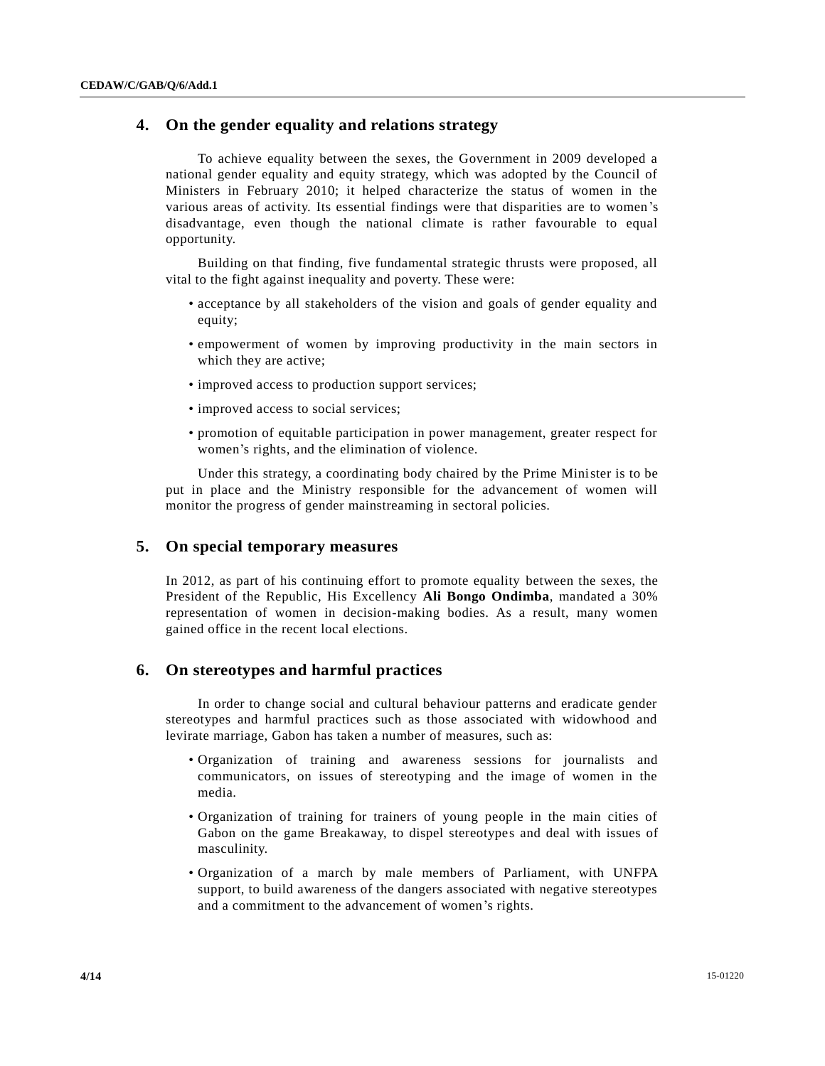## 4. On the gender equality and relations strategy

To achieve equality between the sexes, the Government in 2009 developed a national gender equality and equity strategy, which was adopted by the Council of Ministers in February 2010; it helped characterize the status of women in the various areas of activity. Its essential findings were that disparities are to women's disadvantage, even though the national climate is rather favourable to equal opportunity.

Building on that finding, five fundamental strategic thrusts were proposed, all vital to the fight against inequality and poverty. These were:

- acceptance by all stakeholders of the vision and goals of gender equality and equity;
- empowerment of women by improving productivity in the main sectors in which they are active;
- improved access to production support services;
- improved access to social services;
- promotion of equitable participation in power management, greater respect for women's rights, and the elimination of violence.

Under this strategy, a coordinating body chaired by the Prime Minister is to be put in place and the Ministry responsible for the advancement of women will monitor the progress of gender mainstreaming in sectoral policies.

## 5. On special temporary measures

In 2012, as part of his continuing effort to promote equality between the sexes, the President of the Republic, His Excellency **Ali Bongo Ondimba**, mandated a 30% representation of women in decision-making bodies. As a result, many women gained office in the recent local elections.

## 6. On stereotypes and harmful practices

In order to change social and cultural behaviour patterns and eradicate gender stereotypes and harmful practices such as those associated with widowhood and levirate marriage, Gabon has taken a number of measures, such as:

- Organization of training and awareness sessions for journalists and communicators, on issues of stereotyping and the image of women in the media.
- Organization of training for trainers of young people in the main cities of Gabon on the game Breakaway, to dispel stereotypes and deal with issues of masculinity.
- Organization of a march by male members of Parliament, with UNFPA support, to build awareness of the dangers associated with negative stereotypes and a commitment to the advancement of women's rights.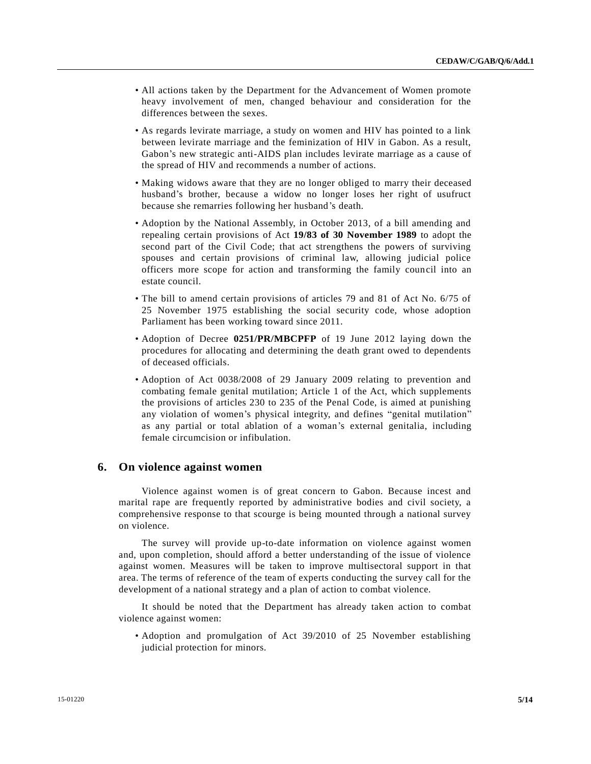- All actions taken by the Department for the Advancement of Women promote heavy involvement of men, changed behaviour and consideration for the differences between the sexes.
- As regards levirate marriage, a study on women and HIV has pointed to a link between levirate marriage and the feminization of HIV in Gabon. As a result, Gabon's new strategic anti-AIDS plan includes levirate marriage as a cause of the spread of HIV and recommends a number of actions.
- Making widows aware that they are no longer obliged to marry their deceased husband's brother, because a widow no longer loses her right of usufruct because she remarries following her husband's death.
- Adoption by the National Assembly, in October 2013, of a bill amending and repealing certain provisions of Act **19/83 of 30 November 1989** to adopt the second part of the Civil Code; that act strengthens the powers of surviving spouses and certain provisions of criminal law, allowing judicial police officers more scope for action and transforming the family council into an estate council.
- The bill to amend certain provisions of articles 79 and 81 of Act No. 6/75 of 25 November 1975 establishing the social security code, whose adoption Parliament has been working toward since 2011.
- Adoption of Decree **0251/PR/MBCPFP** of 19 June 2012 laying down the procedures for allocating and determining the death grant owed to dependents of deceased officials.
- Adoption of Act 0038/2008 of 29 January 2009 relating to prevention and combating female genital mutilation; Article 1 of the Act, which supplements the provisions of articles 230 to 235 of the Penal Code, is aimed at punishing any violation of women's physical integrity, and defines "genital mutilation" as any partial or total ablation of a woman's external genitalia, including female circumcision or infibulation.

## 6. On violence against women

Violence against women is of great concern to Gabon. Because incest and marital rape are frequently reported by administrative bodies and civil society, a comprehensive response to that scourge is being mounted through a national survey on violence.

The survey will provide up-to-date information on violence against women and, upon completion, should afford a better understanding of the issue of violence against women. Measures will be taken to improve multisectoral support in that area. The terms of reference of the team of experts conducting the survey call for the development of a national strategy and a plan of action to combat violence.

It should be noted that the Department has already taken action to combat violence against women:

- Adoption and promulgation of Act 39/2010 of 25 November establishing judicial protection for minors.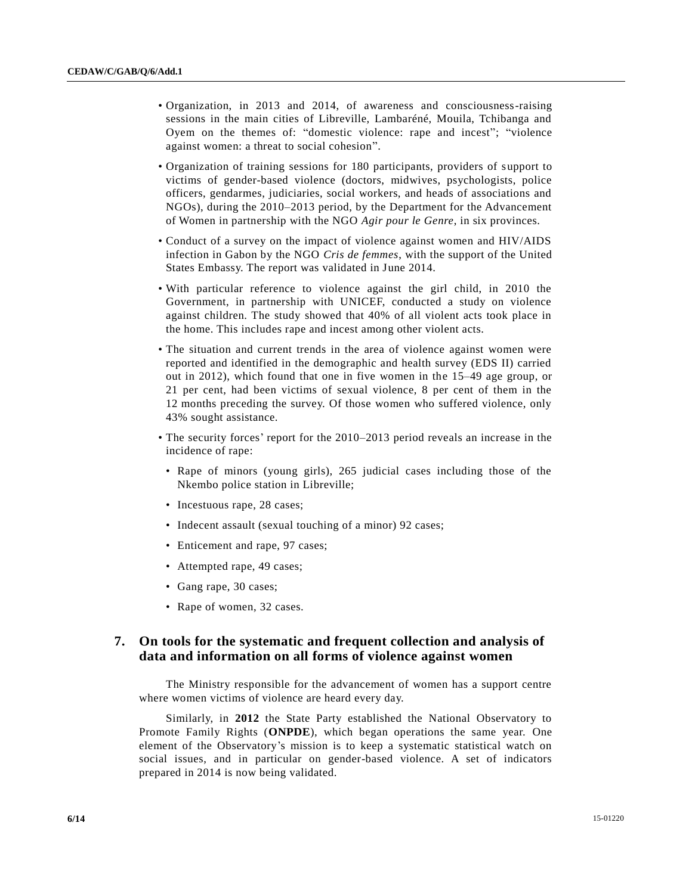- Organization, in 2013 and 2014, of awareness and consciousness-raising sessions in the main cities of Libreville, Lambaréné, Mouila, Tchibanga and Oyem on the themes of: "domestic violence: rape and incest"; "violence against women: a threat to social cohesion".

- Organization of training sessions for 180 participants, providers of support to victims of gender-based violence (doctors, midwives, psychologists, police officers, gendarmes, judiciaries, social workers, and heads of associations and NGOs), during the 2010–2013 period, by the Department for the Advancement of Women in partnership with the NGO *Agir pour le Genre*, in six provinces.

- Conduct of a survey on the impact of violence against women and HIV/AIDS infection in Gabon by the NGO *Cris de femmes*, with the support of the United States Embassy. The report was validated in June 2014.

- With particular reference to violence against the girl child, in 2010 the Government, in partnership with UNICEF, conducted a study on violence against children. The study showed that 40% of all violent acts took place in the home. This includes rape and incest among other violent acts.

- The situation and current trends in the area of violence against women were reported and identified in the demographic and health survey (EDS II) carried out in 2012), which found that one in five women in the 15–49 age group, or 21 per cent, had been victims of sexual violence, 8 per cent of them in the 12 months preceding the survey. Of those women who suffered violence, only 43% sought assistance.

- The security forces' report for the 2010–2013 period reveals an increase in the incidence of rape:

  - Rape of minors (young girls), 265 judicial cases including those of the Nkembo police station in Libreville;
  - Incestuous rape, 28 cases;
  - Indecent assault (sexual touching of a minor) 92 cases;
  - Enticement and rape, 97 cases;
  - Attempted rape, 49 cases;
  - Gang rape, 30 cases;
  - Rape of women, 32 cases.

## 7. On tools for the systematic and frequent collection and analysis of data and information on all forms of violence against women

The Ministry responsible for the advancement of women has a support centre where women victims of violence are heard every day.

Similarly, in **2012** the State Party established the National Observatory to Promote Family Rights (**ONPDE**), which began operations the same year. One element of the Observatory's mission is to keep a systematic statistical watch on social issues, and in particular on gender-based violence. A set of indicators prepared in 2014 is now being validated.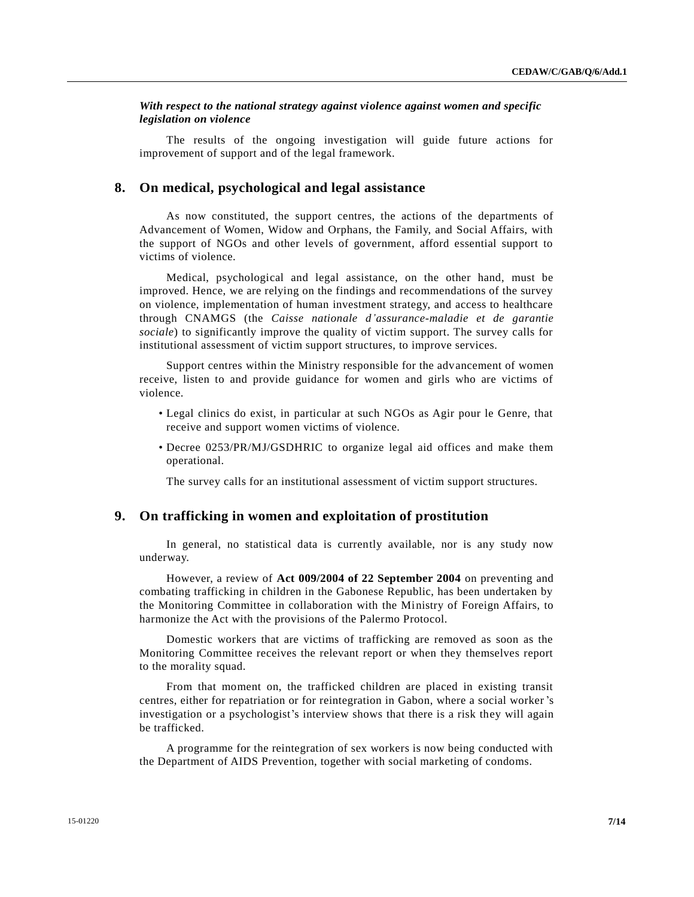***With respect to the national strategy against violence against women and specific legislation on violence***

The results of the ongoing investigation will guide future actions for improvement of support and of the legal framework.

## 8. On medical, psychological and legal assistance

As now constituted, the support centres, the actions of the departments of Advancement of Women, Widow and Orphans, the Family, and Social Affairs, with the support of NGOs and other levels of government, afford essential support to victims of violence.

Medical, psychological and legal assistance, on the other hand, must be improved. Hence, we are relying on the findings and recommendations of the survey on violence, implementation of human investment strategy, and access to healthcare through CNAMGS (the *Caisse nationale d'assurance-maladie et de garantie sociale*) to significantly improve the quality of victim support. The survey calls for institutional assessment of victim support structures, to improve services.

Support centres within the Ministry responsible for the advancement of women receive, listen to and provide guidance for women and girls who are victims of violence.

- Legal clinics do exist, in particular at such NGOs as Agir pour le Genre, that receive and support women victims of violence.
- Decree 0253/PR/MJ/GSDHRIC to organize legal aid offices and make them operational.

The survey calls for an institutional assessment of victim support structures.

## 9. On trafficking in women and exploitation of prostitution

In general, no statistical data is currently available, nor is any study now underway.

However, a review of **Act 009/2004 of 22 September 2004** on preventing and combating trafficking in children in the Gabonese Republic, has been undertaken by the Monitoring Committee in collaboration with the Ministry of Foreign Affairs, to harmonize the Act with the provisions of the Palermo Protocol.

Domestic workers that are victims of trafficking are removed as soon as the Monitoring Committee receives the relevant report or when they themselves report to the morality squad.

From that moment on, the trafficked children are placed in existing transit centres, either for repatriation or for reintegration in Gabon, where a social worker's investigation or a psychologist's interview shows that there is a risk they will again be trafficked.

A programme for the reintegration of sex workers is now being conducted with the Department of AIDS Prevention, together with social marketing of condoms.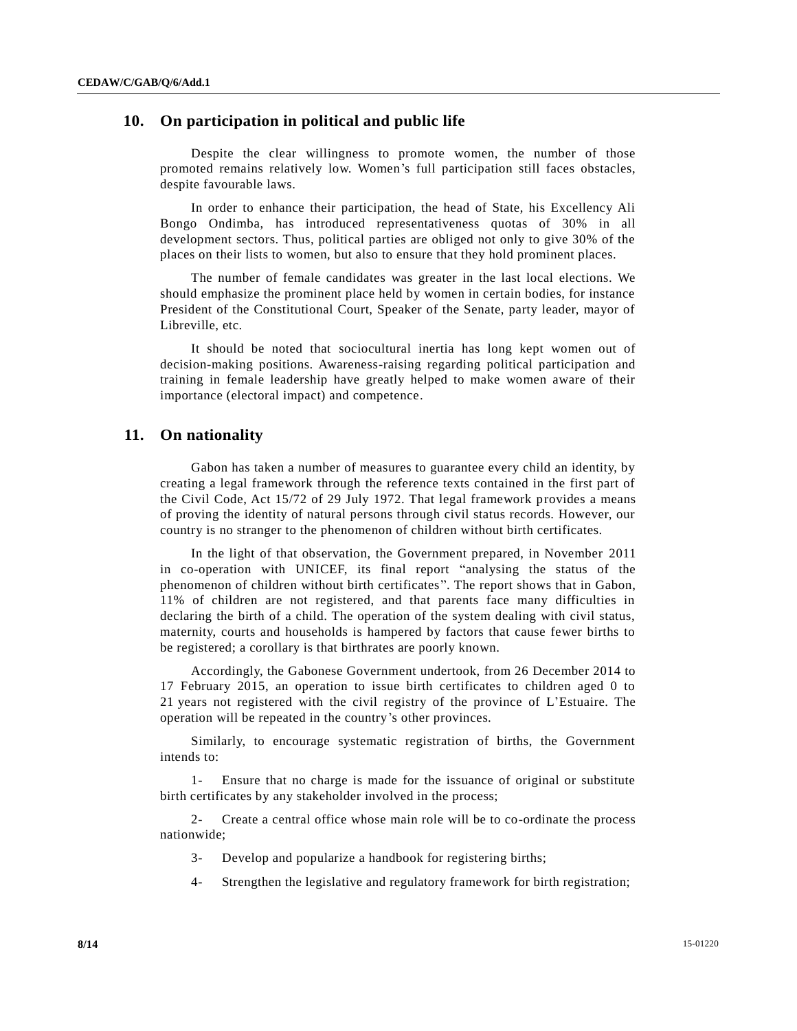## 10. On participation in political and public life

Despite the clear willingness to promote women, the number of those promoted remains relatively low. Women's full participation still faces obstacles, despite favourable laws.

In order to enhance their participation, the head of State, his Excellency Ali Bongo Ondimba, has introduced representativeness quotas of 30% in all development sectors. Thus, political parties are obliged not only to give 30% of the places on their lists to women, but also to ensure that they hold prominent places.

The number of female candidates was greater in the last local elections. We should emphasize the prominent place held by women in certain bodies, for instance President of the Constitutional Court, Speaker of the Senate, party leader, mayor of Libreville, etc.

It should be noted that sociocultural inertia has long kept women out of decision-making positions. Awareness-raising regarding political participation and training in female leadership have greatly helped to make women aware of their importance (electoral impact) and competence.

## 11. On nationality

Gabon has taken a number of measures to guarantee every child an identity, by creating a legal framework through the reference texts contained in the first part of the Civil Code, Act 15/72 of 29 July 1972. That legal framework provides a means of proving the identity of natural persons through civil status records. However, our country is no stranger to the phenomenon of children without birth certificates.

In the light of that observation, the Government prepared, in November 2011 in co-operation with UNICEF, its final report "analysing the status of the phenomenon of children without birth certificates". The report shows that in Gabon, 11% of children are not registered, and that parents face many difficulties in declaring the birth of a child. The operation of the system dealing with civil status, maternity, courts and households is hampered by factors that cause fewer births to be registered; a corollary is that birthrates are poorly known.

Accordingly, the Gabonese Government undertook, from 26 December 2014 to 17 February 2015, an operation to issue birth certificates to children aged 0 to 21 years not registered with the civil registry of the province of L'Estuaire. The operation will be repeated in the country's other provinces.

Similarly, to encourage systematic registration of births, the Government intends to:

1- Ensure that no charge is made for the issuance of original or substitute birth certificates by any stakeholder involved in the process;

2- Create a central office whose main role will be to co-ordinate the process nationwide;

3- Develop and popularize a handbook for registering births;

4- Strengthen the legislative and regulatory framework for birth registration;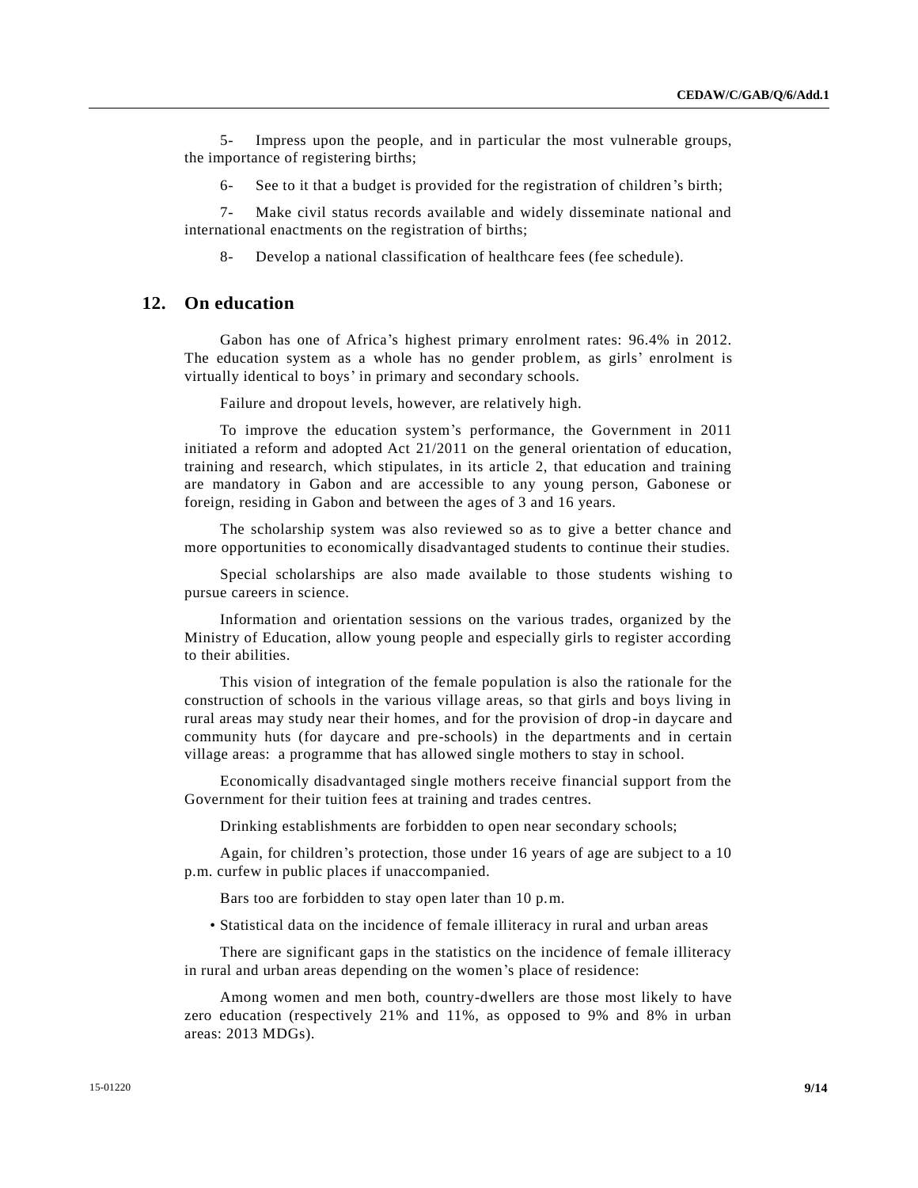5- Impress upon the people, and in particular the most vulnerable groups, the importance of registering births;

6- See to it that a budget is provided for the registration of children's birth;

7- Make civil status records available and widely disseminate national and international enactments on the registration of births;

8- Develop a national classification of healthcare fees (fee schedule).

## 12. On education

Gabon has one of Africa's highest primary enrolment rates: 96.4% in 2012. The education system as a whole has no gender problem, as girls' enrolment is virtually identical to boys' in primary and secondary schools.

Failure and dropout levels, however, are relatively high.

To improve the education system's performance, the Government in 2011 initiated a reform and adopted Act 21/2011 on the general orientation of education, training and research, which stipulates, in its article 2, that education and training are mandatory in Gabon and are accessible to any young person, Gabonese or foreign, residing in Gabon and between the ages of 3 and 16 years.

The scholarship system was also reviewed so as to give a better chance and more opportunities to economically disadvantaged students to continue their studies.

Special scholarships are also made available to those students wishing to pursue careers in science.

Information and orientation sessions on the various trades, organized by the Ministry of Education, allow young people and especially girls to register according to their abilities.

This vision of integration of the female population is also the rationale for the construction of schools in the various village areas, so that girls and boys living in rural areas may study near their homes, and for the provision of drop-in daycare and community huts (for daycare and pre-schools) in the departments and in certain village areas: a programme that has allowed single mothers to stay in school.

Economically disadvantaged single mothers receive financial support from the Government for their tuition fees at training and trades centres.

Drinking establishments are forbidden to open near secondary schools;

Again, for children's protection, those under 16 years of age are subject to a 10 p.m. curfew in public places if unaccompanied.

Bars too are forbidden to stay open later than 10 p.m.

- Statistical data on the incidence of female illiteracy in rural and urban areas

There are significant gaps in the statistics on the incidence of female illiteracy in rural and urban areas depending on the women's place of residence:

Among women and men both, country-dwellers are those most likely to have zero education (respectively 21% and 11%, as opposed to 9% and 8% in urban areas: 2013 MDGs).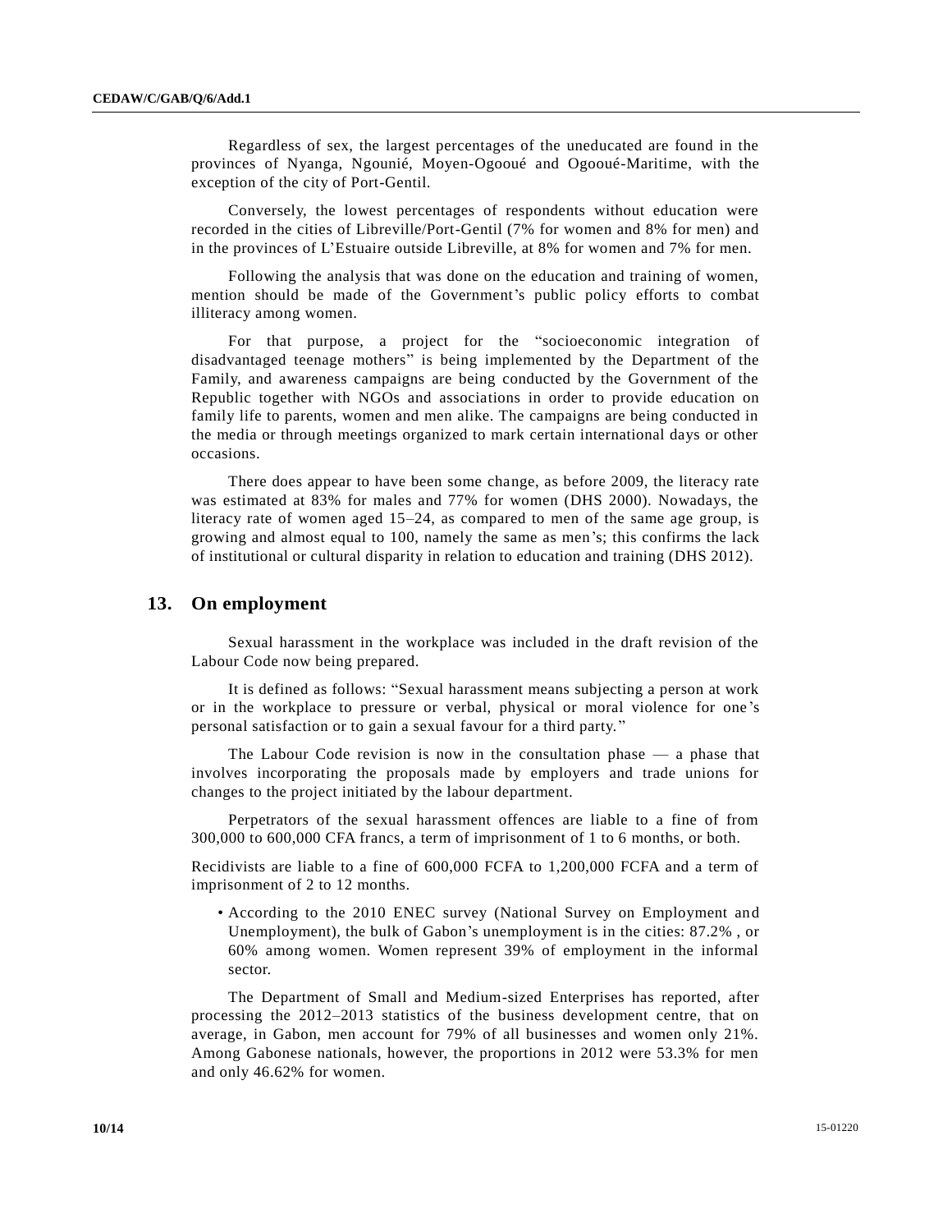Regardless of sex, the largest percentages of the uneducated are found in the provinces of Nyanga, Ngounié, Moyen-Ogooué and Ogooué-Maritime, with the exception of the city of Port-Gentil.

Conversely, the lowest percentages of respondents without education were recorded in the cities of Libreville/Port-Gentil (7% for women and 8% for men) and in the provinces of L'Estuaire outside Libreville, at 8% for women and 7% for men.

Following the analysis that was done on the education and training of women, mention should be made of the Government's public policy efforts to combat illiteracy among women.

For that purpose, a project for the "socioeconomic integration of disadvantaged teenage mothers" is being implemented by the Department of the Family, and awareness campaigns are being conducted by the Government of the Republic together with NGOs and associations in order to provide education on family life to parents, women and men alike. The campaigns are being conducted in the media or through meetings organized to mark certain international days or other occasions.

There does appear to have been some change, as before 2009, the literacy rate was estimated at 83% for males and 77% for women (DHS 2000). Nowadays, the literacy rate of women aged 15–24, as compared to men of the same age group, is growing and almost equal to 100, namely the same as men's; this confirms the lack of institutional or cultural disparity in relation to education and training (DHS 2012).

## 13. On employment

Sexual harassment in the workplace was included in the draft revision of the Labour Code now being prepared.

It is defined as follows: "Sexual harassment means subjecting a person at work or in the workplace to pressure or verbal, physical or moral violence for one's personal satisfaction or to gain a sexual favour for a third party."

The Labour Code revision is now in the consultation phase — a phase that involves incorporating the proposals made by employers and trade unions for changes to the project initiated by the labour department.

Perpetrators of the sexual harassment offences are liable to a fine of from 300,000 to 600,000 CFA francs, a term of imprisonment of 1 to 6 months, or both.

Recidivists are liable to a fine of 600,000 FCFA to 1,200,000 FCFA and a term of imprisonment of 2 to 12 months.

- According to the 2010 ENEC survey (National Survey on Employment and Unemployment), the bulk of Gabon's unemployment is in the cities: 87.2% , or 60% among women. Women represent 39% of employment in the informal sector.

The Department of Small and Medium-sized Enterprises has reported, after processing the 2012–2013 statistics of the business development centre, that on average, in Gabon, men account for 79% of all businesses and women only 21%. Among Gabonese nationals, however, the proportions in 2012 were 53.3% for men and only 46.62% for women.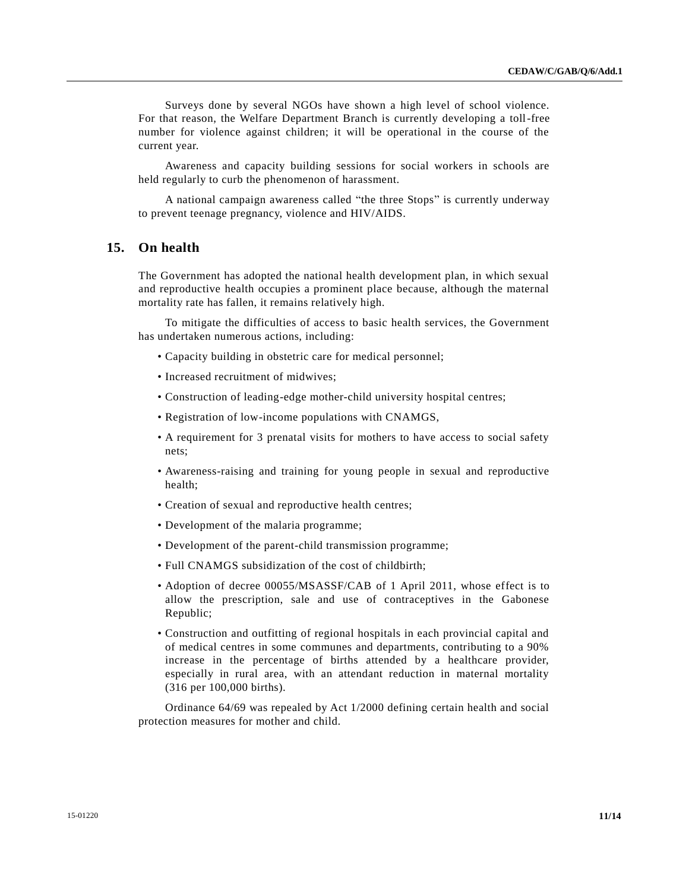Surveys done by several NGOs have shown a high level of school violence. For that reason, the Welfare Department Branch is currently developing a toll-free number for violence against children; it will be operational in the course of the current year.

Awareness and capacity building sessions for social workers in schools are held regularly to curb the phenomenon of harassment.

A national campaign awareness called "the three Stops" is currently underway to prevent teenage pregnancy, violence and HIV/AIDS.

## 15. On health

The Government has adopted the national health development plan, in which sexual and reproductive health occupies a prominent place because, although the maternal mortality rate has fallen, it remains relatively high.

To mitigate the difficulties of access to basic health services, the Government has undertaken numerous actions, including:

- Capacity building in obstetric care for medical personnel;
- Increased recruitment of midwives;
- Construction of leading-edge mother-child university hospital centres;
- Registration of low-income populations with CNAMGS,
- A requirement for 3 prenatal visits for mothers to have access to social safety nets;
- Awareness-raising and training for young people in sexual and reproductive health;
- Creation of sexual and reproductive health centres;
- Development of the malaria programme;
- Development of the parent-child transmission programme;
- Full CNAMGS subsidization of the cost of childbirth;
- Adoption of decree 00055/MSASSF/CAB of 1 April 2011, whose effect is to allow the prescription, sale and use of contraceptives in the Gabonese Republic;
- Construction and outfitting of regional hospitals in each provincial capital and of medical centres in some communes and departments, contributing to a 90% increase in the percentage of births attended by a healthcare provider, especially in rural area, with an attendant reduction in maternal mortality (316 per 100,000 births).

Ordinance 64/69 was repealed by Act 1/2000 defining certain health and social protection measures for mother and child.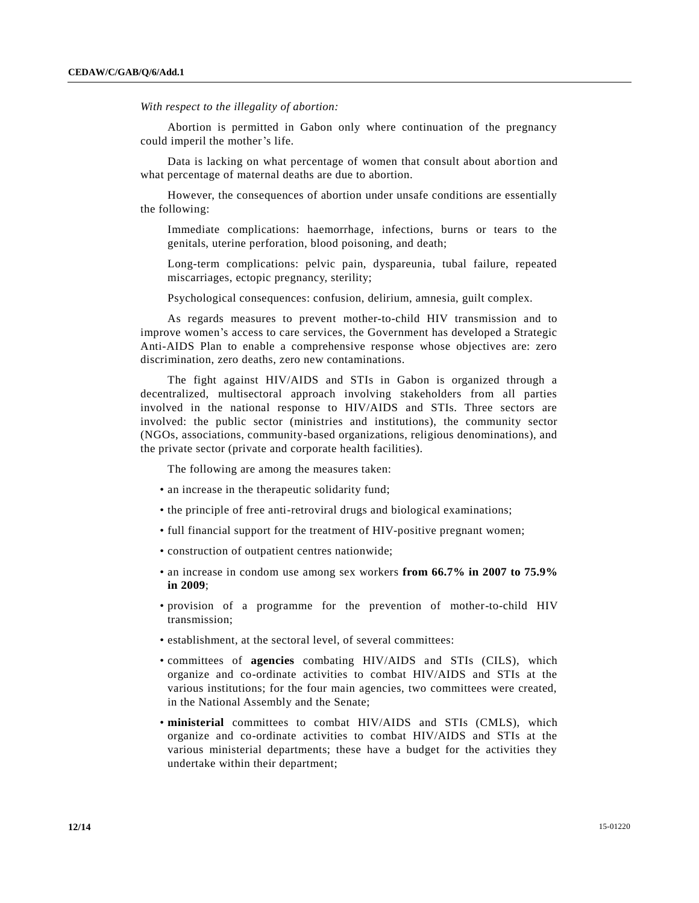*With respect to the illegality of abortion:*

Abortion is permitted in Gabon only where continuation of the pregnancy could imperil the mother's life.

Data is lacking on what percentage of women that consult about abortion and what percentage of maternal deaths are due to abortion.

However, the consequences of abortion under unsafe conditions are essentially the following:

Immediate complications: haemorrhage, infections, burns or tears to the genitals, uterine perforation, blood poisoning, and death;

Long-term complications: pelvic pain, dyspareunia, tubal failure, repeated miscarriages, ectopic pregnancy, sterility;

Psychological consequences: confusion, delirium, amnesia, guilt complex.

As regards measures to prevent mother-to-child HIV transmission and to improve women's access to care services, the Government has developed a Strategic Anti-AIDS Plan to enable a comprehensive response whose objectives are: zero discrimination, zero deaths, zero new contaminations.

The fight against HIV/AIDS and STIs in Gabon is organized through a decentralized, multisectoral approach involving stakeholders from all parties involved in the national response to HIV/AIDS and STIs. Three sectors are involved: the public sector (ministries and institutions), the community sector (NGOs, associations, community-based organizations, religious denominations), and the private sector (private and corporate health facilities).

The following are among the measures taken:

- an increase in the therapeutic solidarity fund;
- the principle of free anti-retroviral drugs and biological examinations;
- full financial support for the treatment of HIV-positive pregnant women;
- construction of outpatient centres nationwide;
- an increase in condom use among sex workers **from 66.7% in 2007 to 75.9% in 2009**;
- provision of a programme for the prevention of mother-to-child HIV transmission;
- establishment, at the sectoral level, of several committees:
- committees of **agencies** combating HIV/AIDS and STIs (CILS), which organize and co-ordinate activities to combat HIV/AIDS and STIs at the various institutions; for the four main agencies, two committees were created, in the National Assembly and the Senate;
- **ministerial** committees to combat HIV/AIDS and STIs (CMLS), which organize and co-ordinate activities to combat HIV/AIDS and STIs at the various ministerial departments; these have a budget for the activities they undertake within their department;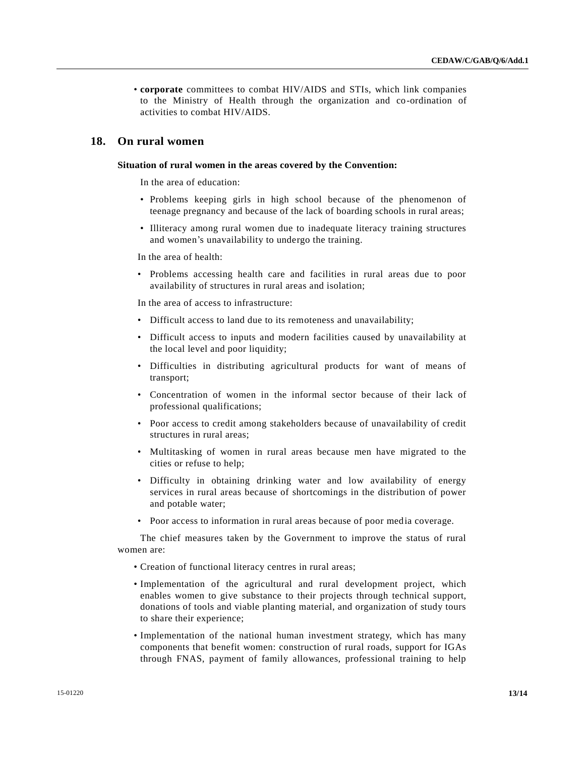- **corporate** committees to combat HIV/AIDS and STIs, which link companies to the Ministry of Health through the organization and co-ordination of activities to combat HIV/AIDS.

## 18. On rural women

**Situation of rural women in the areas covered by the Convention:**

In the area of education:

- Problems keeping girls in high school because of the phenomenon of teenage pregnancy and because of the lack of boarding schools in rural areas;
- Illiteracy among rural women due to inadequate literacy training structures and women's unavailability to undergo the training.

In the area of health:

- Problems accessing health care and facilities in rural areas due to poor availability of structures in rural areas and isolation;

In the area of access to infrastructure:

- Difficult access to land due to its remoteness and unavailability;
- Difficult access to inputs and modern facilities caused by unavailability at the local level and poor liquidity;
- Difficulties in distributing agricultural products for want of means of transport;
- Concentration of women in the informal sector because of their lack of professional qualifications;
- Poor access to credit among stakeholders because of unavailability of credit structures in rural areas;
- Multitasking of women in rural areas because men have migrated to the cities or refuse to help;
- Difficulty in obtaining drinking water and low availability of energy services in rural areas because of shortcomings in the distribution of power and potable water;
- Poor access to information in rural areas because of poor media coverage.

The chief measures taken by the Government to improve the status of rural women are:

- Creation of functional literacy centres in rural areas;
- Implementation of the agricultural and rural development project, which enables women to give substance to their projects through technical support, donations of tools and viable planting material, and organization of study tours to share their experience;
- Implementation of the national human investment strategy, which has many components that benefit women: construction of rural roads, support for IGAs through FNAS, payment of family allowances, professional training to help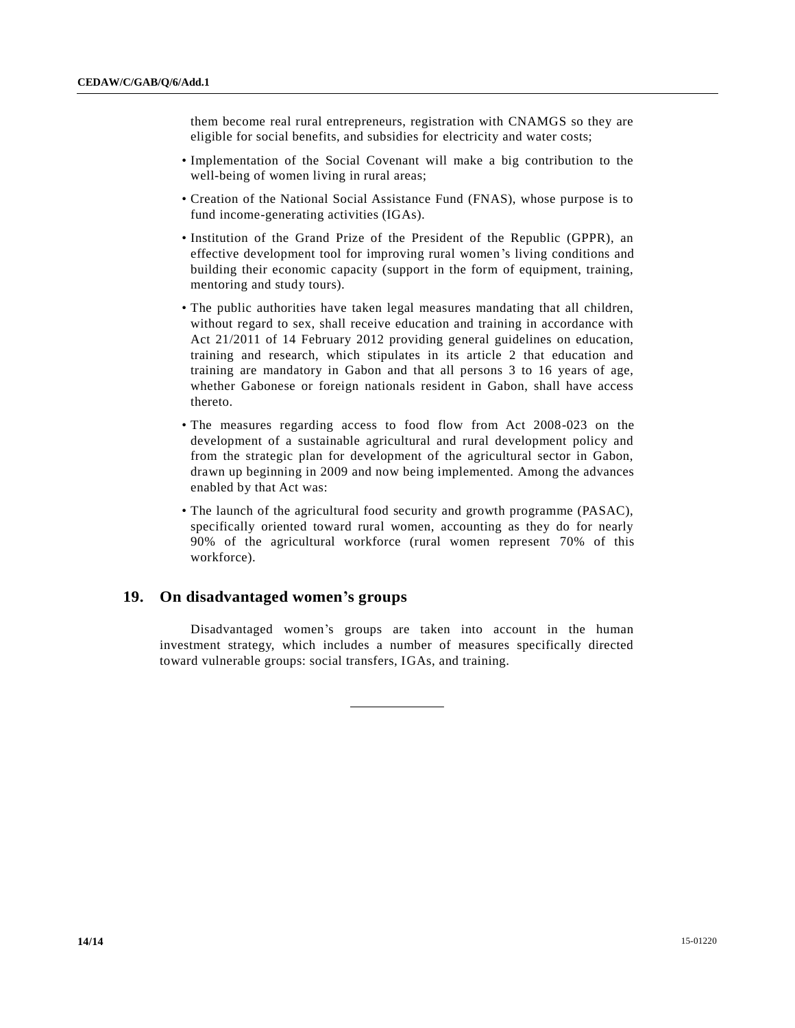them become real rural entrepreneurs, registration with CNAMGS so they are eligible for social benefits, and subsidies for electricity and water costs;

- Implementation of the Social Covenant will make a big contribution to the well-being of women living in rural areas;
- Creation of the National Social Assistance Fund (FNAS), whose purpose is to fund income-generating activities (IGAs).
- Institution of the Grand Prize of the President of the Republic (GPPR), an effective development tool for improving rural women's living conditions and building their economic capacity (support in the form of equipment, training, mentoring and study tours).
- The public authorities have taken legal measures mandating that all children, without regard to sex, shall receive education and training in accordance with Act 21/2011 of 14 February 2012 providing general guidelines on education, training and research, which stipulates in its article 2 that education and training are mandatory in Gabon and that all persons 3 to 16 years of age, whether Gabonese or foreign nationals resident in Gabon, shall have access thereto.
- The measures regarding access to food flow from Act 2008-023 on the development of a sustainable agricultural and rural development policy and from the strategic plan for development of the agricultural sector in Gabon, drawn up beginning in 2009 and now being implemented. Among the advances enabled by that Act was:
- The launch of the agricultural food security and growth programme (PASAC), specifically oriented toward rural women, accounting as they do for nearly 90% of the agricultural workforce (rural women represent 70% of this workforce).

## 19. On disadvantaged women's groups

Disadvantaged women's groups are taken into account in the human investment strategy, which includes a number of measures specifically directed toward vulnerable groups: social transfers, IGAs, and training.